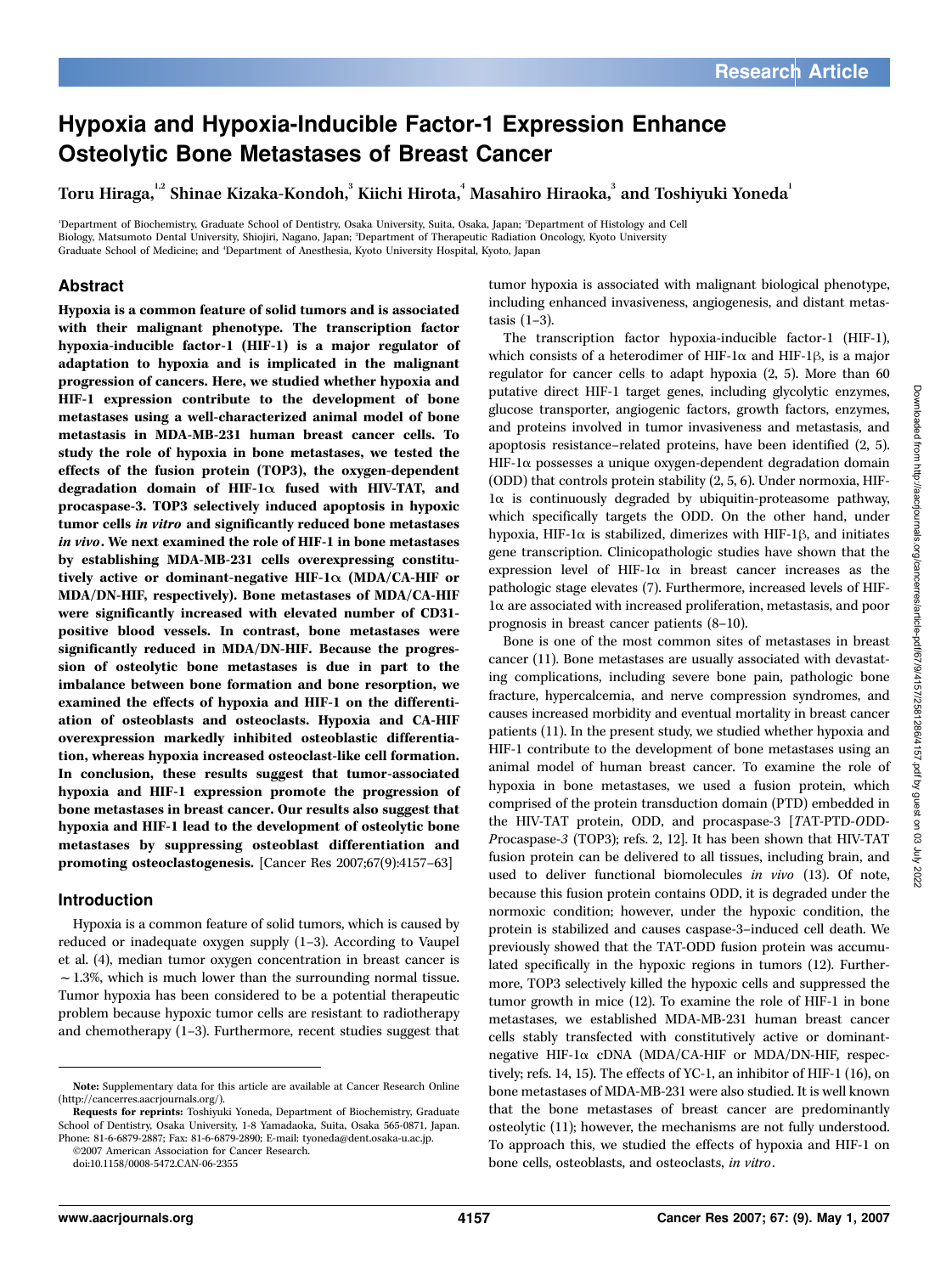# Hypoxia and Hypoxia-Inducible Factor-1 Expression Enhance Osteolytic Bone Metastases of Breast Cancer

Toru Hiraga,[1,2] Shinae Kizaka-Kondoh,[3] Kiichi Hirota,[4] Masahiro Hiraoka,[3] and Toshiyuki Yoneda[1]

[1]Department of Biochemistry, Graduate School of Dentistry, Osaka University, Suita, Osaka, Japan; [2]Department of Histology and Cell Biology, Matsumoto Dental University, Shiojiri, Nagano, Japan; [3]Department of Therapeutic Radiation Oncology, Kyoto University Graduate School of Medicine; and [4]Department of Anesthesia, Kyoto University Hospital, Kyoto, Japan

## Abstract

**Hypoxia is a common feature of solid tumors and is associated with their malignant phenotype. The transcription factor hypoxia-inducible factor-1 (HIF-1) is a major regulator of adaptation to hypoxia and is implicated in the malignant progression of cancers. Here, we studied whether hypoxia and HIF-1 expression contribute to the development of bone metastases using a well-characterized animal model of bone metastasis in MDA-MB-231 human breast cancer cells. To study the role of hypoxia in bone metastases, we tested the effects of the fusion protein (TOP3), the oxygen-dependent degradation domain of HIF-1α fused with HIV-TAT, and procaspase-3. TOP3 selectively induced apoptosis in hypoxic tumor cells *in vitro* and significantly reduced bone metastases *in vivo*. We next examined the role of HIF-1 in bone metastases by establishing MDA-MB-231 cells overexpressing constitutively active or dominant-negative HIF-1α (MDA/CA-HIF or MDA/DN-HIF, respectively). Bone metastases of MDA/CA-HIF were significantly increased with elevated number of CD31-positive blood vessels. In contrast, bone metastases were significantly reduced in MDA/DN-HIF. Because the progression of osteolytic bone metastases is due in part to the imbalance between bone formation and bone resorption, we examined the effects of hypoxia and HIF-1 on the differentiation of osteoblasts and osteoclasts. Hypoxia and CA-HIF overexpression markedly inhibited osteoblastic differentiation, whereas hypoxia increased osteoclast-like cell formation. In conclusion, these results suggest that tumor-associated hypoxia and HIF-1 expression promote the progression of bone metastases in breast cancer. Our results also suggest that hypoxia and HIF-1 lead to the development of osteolytic bone metastases by suppressing osteoblast differentiation and promoting osteoclastogenesis.** [Cancer Res 2007;67(9):4157–63]

## Introduction

Hypoxia is a common feature of solid tumors, which is caused by reduced or inadequate oxygen supply (1–3). According to Vaupel et al. (4), median tumor oxygen concentration in breast cancer is ~1.3%, which is much lower than the surrounding normal tissue. Tumor hypoxia has been considered to be a potential therapeutic problem because hypoxic tumor cells are resistant to radiotherapy and chemotherapy (1–3). Furthermore, recent studies suggest that tumor hypoxia is associated with malignant biological phenotype, including enhanced invasiveness, angiogenesis, and distant metastasis (1–3).

The transcription factor hypoxia-inducible factor-1 (HIF-1), which consists of a heterodimer of HIF-1α and HIF-1β, is a major regulator for cancer cells to adapt hypoxia (2, 5). More than 60 putative direct HIF-1 target genes, including glycolytic enzymes, glucose transporter, angiogenic factors, growth factors, enzymes, and proteins involved in tumor invasiveness and metastasis, and apoptosis resistance–related proteins, have been identified (2, 5). HIF-1α possesses a unique oxygen-dependent degradation domain (ODD) that controls protein stability (2, 5, 6). Under normoxia, HIF-1α is continuously degraded by ubiquitin-proteasome pathway, which specifically targets the ODD. On the other hand, under hypoxia, HIF-1α is stabilized, dimerizes with HIF-1β, and initiates gene transcription. Clinicopathologic studies have shown that the expression level of HIF-1α in breast cancer increases as the pathologic stage elevates (7). Furthermore, increased levels of HIF-1α are associated with increased proliferation, metastasis, and poor prognosis in breast cancer patients (8–10).

Bone is one of the most common sites of metastases in breast cancer (11). Bone metastases are usually associated with devastating complications, including severe bone pain, pathologic bone fracture, hypercalcemia, and nerve compression syndromes, and causes increased morbidity and eventual mortality in breast cancer patients (11). In the present study, we studied whether hypoxia and HIF-1 contribute to the development of bone metastases using an animal model of human breast cancer. To examine the role of hypoxia in bone metastases, we used a fusion protein, which comprised of the protein transduction domain (PTD) embedded in the HIV-TAT protein, ODD, and procaspase-3 [*T*AT-PTD-*O*DD-*P*rocaspase-*3* (TOP3); refs. 2, 12]. It has been shown that HIV-TAT fusion protein can be delivered to all tissues, including brain, and used to deliver functional biomolecules *in vivo* (13). Of note, because this fusion protein contains ODD, it is degraded under the normoxic condition; however, under the hypoxic condition, the protein is stabilized and causes caspase-3–induced cell death. We previously showed that the TAT-ODD fusion protein was accumulated specifically in the hypoxic regions in tumors (12). Furthermore, TOP3 selectively killed the hypoxic cells and suppressed the tumor growth in mice (12). To examine the role of HIF-1 in bone metastases, we established MDA-MB-231 human breast cancer cells stably transfected with constitutively active or dominant-negative HIF-1α cDNA (MDA/CA-HIF or MDA/DN-HIF, respectively; refs. 14, 15). The effects of YC-1, an inhibitor of HIF-1 (16), on bone metastases of MDA-MB-231 were also studied. It is well known that the bone metastases of breast cancer are predominantly osteolytic (11); however, the mechanisms are not fully understood. To approach this, we studied the effects of hypoxia and HIF-1 on bone cells, osteoblasts, and osteoclasts, *in vitro*.

---

**Note:** Supplementary data for this article are available at Cancer Research Online (http://cancerres.aacrjournals.org/).

**Requests for reprints:** Toshiyuki Yoneda, Department of Biochemistry, Graduate School of Dentistry, Osaka University, 1-8 Yamadaoka, Suita, Osaka 565-0871, Japan. Phone: 81-6-6879-2887; Fax: 81-6-6879-2890; E-mail: tyoneda@dent.osaka-u.ac.jp.

©2007 American Association for Cancer Research.

doi:10.1158/0008-5472.CAN-06-2355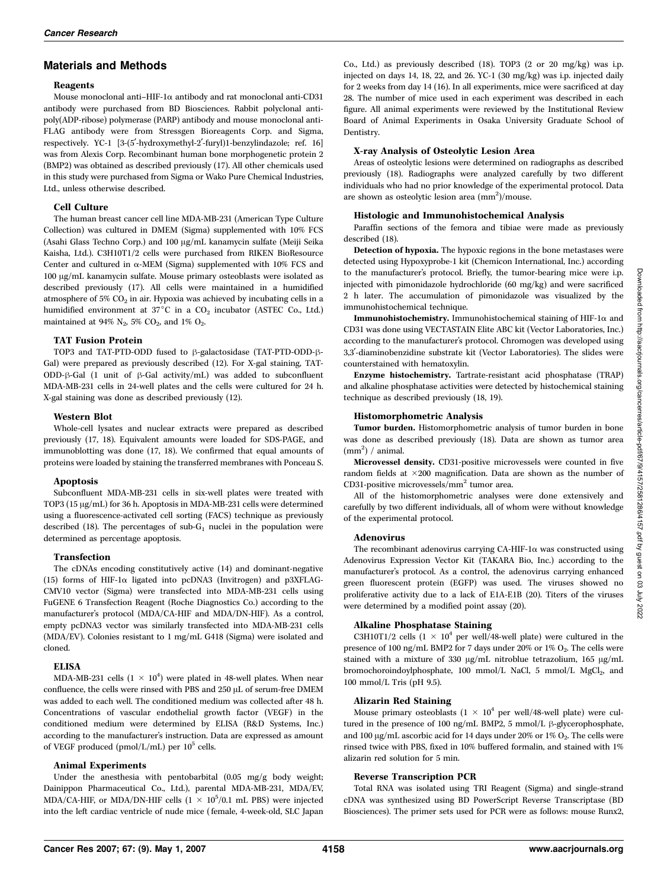## Materials and Methods

### Reagents

Mouse monoclonal anti–HIF-1α antibody and rat monoclonal anti-CD31 antibody were purchased from BD Biosciences. Rabbit polyclonal anti-poly(ADP-ribose) polymerase (PARP) antibody and mouse monoclonal anti-FLAG antibody were from Stressgen Bioreagents Corp. and Sigma, respectively. YC-1 [3-(5′-hydroxymethyl-2′-furyl)1-benzylindazole; ref. 16] was from Alexis Corp. Recombinant human bone morphogenetic protein 2 (BMP2) was obtained as described previously (17). All other chemicals used in this study were purchased from Sigma or Wako Pure Chemical Industries, Ltd., unless otherwise described.

### Cell Culture

The human breast cancer cell line MDA-MB-231 (American Type Culture Collection) was cultured in DMEM (Sigma) supplemented with 10% FCS (Asahi Glass Techno Corp.) and 100 μg/mL kanamycin sulfate (Meiji Seika Kaisha, Ltd.). C3H10T1/2 cells were purchased from RIKEN BioResource Center and cultured in α-MEM (Sigma) supplemented with 10% FCS and 100 μg/mL kanamycin sulfate. Mouse primary osteoblasts were isolated as described previously (17). All cells were maintained in a humidified atmosphere of 5% $CO_2$ in air. Hypoxia was achieved by incubating cells in a humidified environment at 37°C in a $CO_2$ incubator (ASTEC Co., Ltd.) maintained at 94% $N_2$, 5% $CO_2$, and 1% $O_2$.

### TAT Fusion Protein

TOP3 and TAT-PTD-ODD fused to β-galactosidase (TAT-PTD-ODD-β-Gal) were prepared as previously described (12). For X-gal staining, TAT-ODD-β-Gal (1 unit of β-Gal activity/mL) was added to subconfluent MDA-MB-231 cells in 24-well plates and the cells were cultured for 24 h. X-gal staining was done as described previously (12).

### Western Blot

Whole-cell lysates and nuclear extracts were prepared as described previously (17, 18). Equivalent amounts were loaded for SDS-PAGE, and immunoblotting was done (17, 18). We confirmed that equal amounts of proteins were loaded by staining the transferred membranes with Ponceau S.

### Apoptosis

Subconfluent MDA-MB-231 cells in six-well plates were treated with TOP3 (15 μg/mL) for 36 h. Apoptosis in MDA-MB-231 cells were determined using a fluorescence-activated cell sorting (FACS) technique as previously described (18). The percentages of sub-$G_1$ nuclei in the population were determined as percentage apoptosis.

### Transfection

The cDNAs encoding constitutively active (14) and dominant-negative (15) forms of HIF-1α ligated into pcDNA3 (Invitrogen) and p3XFLAG-CMV10 vector (Sigma) were transfected into MDA-MB-231 cells using FuGENE 6 Transfection Reagent (Roche Diagnostics Co.) according to the manufacturer's protocol (MDA/CA-HIF and MDA/DN-HIF). As a control, empty pcDNA3 vector was similarly transfected into MDA-MB-231 cells (MDA/EV). Colonies resistant to 1 mg/mL G418 (Sigma) were isolated and cloned.

### ELISA

MDA-MB-231 cells ($1 \times 10^4$) were plated in 48-well plates. When near confluence, the cells were rinsed with PBS and 250 μL of serum-free DMEM was added to each well. The conditioned medium was collected after 48 h. Concentrations of vascular endothelial growth factor (VEGF) in the conditioned medium were determined by ELISA (R&D Systems, Inc.) according to the manufacturer's instruction. Data are expressed as amount of VEGF produced (pmol/L/mL) per $10^5$ cells.

### Animal Experiments

Under the anesthesia with pentobarbital (0.05 mg/g body weight; Dainippon Pharmaceutical Co., Ltd.), parental MDA-MB-231, MDA/EV, MDA/CA-HIF, or MDA/DN-HIF cells ($1 \times 10^5$/0.1 mL PBS) were injected into the left cardiac ventricle of nude mice (female, 4-week-old, SLC Japan Co., Ltd.) as previously described (18). TOP3 (2 or 20 mg/kg) was i.p. injected on days 14, 18, 22, and 26. YC-1 (30 mg/kg) was i.p. injected daily for 2 weeks from day 14 (16). In all experiments, mice were sacrificed at day 28. The number of mice used in each experiment was described in each figure. All animal experiments were reviewed by the Institutional Review Board of Animal Experiments in Osaka University Graduate School of Dentistry.

### X-ray Analysis of Osteolytic Lesion Area

Areas of osteolytic lesions were determined on radiographs as described previously (18). Radiographs were analyzed carefully by two different individuals who had no prior knowledge of the experimental protocol. Data are shown as osteolytic lesion area ($mm^2$)/mouse.

### Histologic and Immunohistochemical Analysis

Paraffin sections of the femora and tibiae were made as previously described (18).

**Detection of hypoxia.** The hypoxic regions in the bone metastases were detected using Hypoxyprobe-1 kit (Chemicon International, Inc.) according to the manufacturer's protocol. Briefly, the tumor-bearing mice were i.p. injected with pimonidazole hydrochloride (60 mg/kg) and were sacrificed 2 h later. The accumulation of pimonidazole was visualized by the immunohistochemical technique.

**Immunohistochemistry.** Immunohistochemical staining of HIF-1α and CD31 was done using VECTASTAIN Elite ABC kit (Vector Laboratories, Inc.) according to the manufacturer's protocol. Chromogen was developed using 3,3′-diaminobenzidine substrate kit (Vector Laboratories). The slides were counterstained with hematoxylin.

**Enzyme histochemistry.** Tartrate-resistant acid phosphatase (TRAP) and alkaline phosphatase activities were detected by histochemical staining technique as described previously (18, 19).

### Histomorphometric Analysis

**Tumor burden.** Histomorphometric analysis of tumor burden in bone was done as described previously (18). Data are shown as tumor area ($mm^2$) / animal.

**Microvessel density.** CD31-positive microvessels were counted in five random fields at ×200 magnification. Data are shown as the number of CD31-positive microvessels/$mm^2$ tumor area.

All of the histomorphometric analyses were done extensively and carefully by two different individuals, all of whom were without knowledge of the experimental protocol.

### Adenovirus

The recombinant adenovirus carrying CA-HIF-1α was constructed using Adenovirus Expression Vector Kit (TAKARA Bio, Inc.) according to the manufacturer's protocol. As a control, the adenovirus carrying enhanced green fluorescent protein (EGFP) was used. The viruses showed no proliferative activity due to a lack of E1A-E1B (20). Titers of the viruses were determined by a modified point assay (20).

### Alkaline Phosphatase Staining

C3H10T1/2 cells ($1 \times 10^4$ per well/48-well plate) were cultured in the presence of 100 ng/mL BMP2 for 7 days under 20% or 1% $O_2$. The cells were stained with a mixture of 330 μg/mL nitroblue tetrazolium, 165 μg/mL bromochoroindoylphosphate, 100 mmol/L NaCl, 5 mmol/L $MgCl_2$, and 100 mmol/L Tris (pH 9.5).

### Alizarin Red Staining

Mouse primary osteoblasts ($1 \times 10^4$ per well/48-well plate) were cultured in the presence of 100 ng/mL BMP2, 5 mmol/L β-glycerophosphate, and 100 μg/mL ascorbic acid for 14 days under 20% or 1% $O_2$. The cells were rinsed twice with PBS, fixed in 10% buffered formalin, and stained with 1% alizarin red solution for 5 min.

### Reverse Transcription PCR

Total RNA was isolated using TRI Reagent (Sigma) and single-strand cDNA was synthesized using BD PowerScript Reverse Transcriptase (BD Biosciences). The primer sets used for PCR were as follows: mouse Runx2,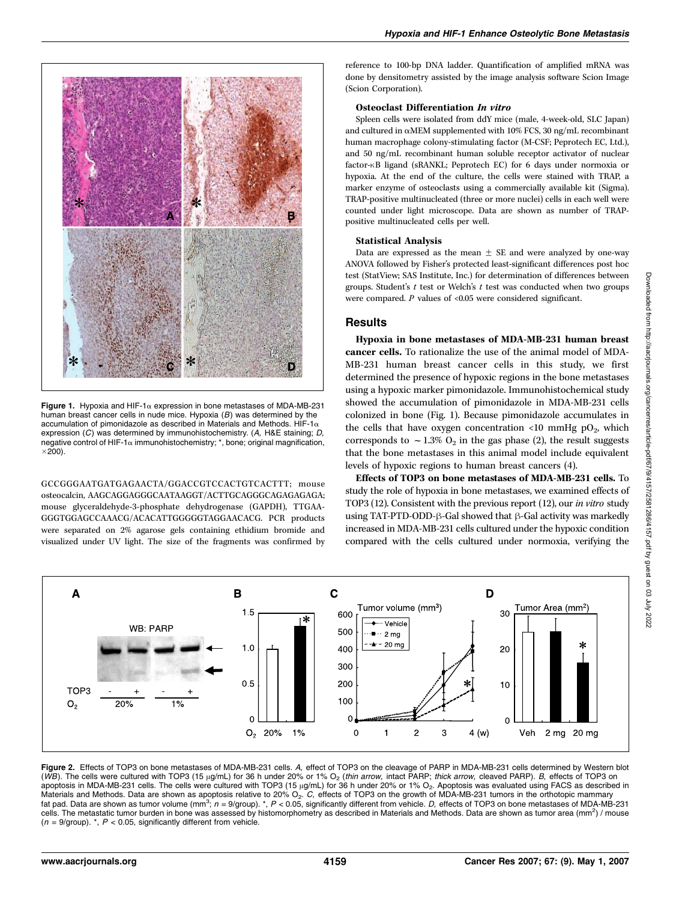A

B

C

D

**Figure 1.** Hypoxia and HIF-1α expression in bone metastases of MDA-MB-231 human breast cancer cells in nude mice. Hypoxia (*B*) was determined by the accumulation of pimonidazole as described in Materials and Methods. HIF-1α expression (*C*) was determined by immunohistochemistry. (*A,* H&E staining; *D,* negative control of HIF-1α immunohistochemistry; *, bone; original magnification, ×200).

GCCGGGAATGATGAGAACTA/GGACCGTCCACTGTCACTTT; mouse osteocalcin, AAGCAGGAGGGCAATAAGGT/ACTTGCAGGGCAGAGAGAGA; mouse glyceraldehyde-3-phosphate dehydrogenase (GAPDH), TTGAAGGGTGGAGCCAAACG/ACACATTGGGGGTAGGAACACG. PCR products were separated on 2% agarose gels containing ethidium bromide and visualized under UV light. The size of the fragments was confirmed by reference to 100-bp DNA ladder. Quantification of amplified mRNA was done by densitometry assisted by the image analysis software Scion Image (Scion Corporation).

**Osteoclast Differentiation *In vitro***

Spleen cells were isolated from ddY mice (male, 4-week-old, SLC Japan) and cultured in αMEM supplemented with 10% FCS, 30 ng/mL recombinant human macrophage colony-stimulating factor (M-CSF; Peprotech EC, Ltd.), and 50 ng/mL recombinant human soluble receptor activator of nuclear factor-κB ligand (sRANKL; Peprotech EC) for 6 days under normoxia or hypoxia. At the end of the culture, the cells were stained with TRAP, a marker enzyme of osteoclasts using a commercially available kit (Sigma). TRAP-positive multinucleated (three or more nuclei) cells in each well were counted under light microscope. Data are shown as number of TRAP-positive multinucleated cells per well.

**Statistical Analysis**

Data are expressed as the mean ± SE and were analyzed by one-way ANOVA followed by Fisher's protected least-significant differences post hoc test (StatView; SAS Institute, Inc.) for determination of differences between groups. Student's *t* test or Welch's *t* test was conducted when two groups were compared. *P* values of <0.05 were considered significant.

## Results

**Hypoxia in bone metastases of MDA-MB-231 human breast cancer cells.** To rationalize the use of the animal model of MDA-MB-231 human breast cancer cells in this study, we first determined the presence of hypoxic regions in the bone metastases using a hypoxic marker pimonidazole. Immunohistochemical study showed the accumulation of pimonidazole in MDA-MB-231 cells colonized in bone (Fig. 1). Because pimonidazole accumulates in the cells that have oxygen concentration <10 mmHg $pO_2$, which corresponds to ∼1.3% $O_2$ in the gas phase (2), the result suggests that the bone metastases in this animal model include equivalent levels of hypoxic regions to human breast cancers (4).

**Effects of TOP3 on bone metastases of MDA-MB-231 cells.** To study the role of hypoxia in bone metastases, we examined effects of TOP3 (12). Consistent with the previous report (12), our *in vitro* study using TAT-PTD-ODD-β-Gal showed that β-Gal activity was markedly increased in MDA-MB-231 cells cultured under the hypoxic condition compared with the cells cultured under normoxia, verifying the

A

WB: PARP

TOP3 - + - +

$O_2$ 20% 1%

B

1.5 1.0 0.5 0

$O_2$ 20% 1%

*

C

Tumor volume (mm³)

600 500 400 300 200 100 0

Vehicle

2 mg

20 mg

0 1 2 3 4 (w)

*

D

Tumor Area (mm²)

30 20 10 0

Veh 2 mg 20 mg

*

**Figure 2.** Effects of TOP3 on bone metastases of MDA-MB-231 cells. *A,* effect of TOP3 on the cleavage of PARP in MDA-MB-231 cells determined by Western blot (*WB*). The cells were cultured with TOP3 (15 μg/mL) for 36 h under 20% or 1% $O_2$ (*thin arrow,* intact PARP; *thick arrow,* cleaved PARP). *B,* effects of TOP3 on apoptosis in MDA-MB-231 cells. The cells were cultured with TOP3 (15 μg/mL) for 36 h under 20% or 1% $O_2$. Apoptosis was evaluated using FACS as described in Materials and Methods. Data are shown as apoptosis relative to 20% $O_2$. *C,* effects of TOP3 on the growth of MDA-MB-231 tumors in the orthotopic mammary fat pad. Data are shown as tumor volume (mm³; $n = 9$/group). *, $P < 0.05$, significantly different from vehicle. *D,* effects of TOP3 on bone metastases of MDA-MB-231 cells. The metastatic tumor burden in bone was assessed by histomorphometry as described in Materials and Methods. Data are shown as tumor area (mm²) / mouse ($n = 9$/group). *, $P < 0.05$, significantly different from vehicle.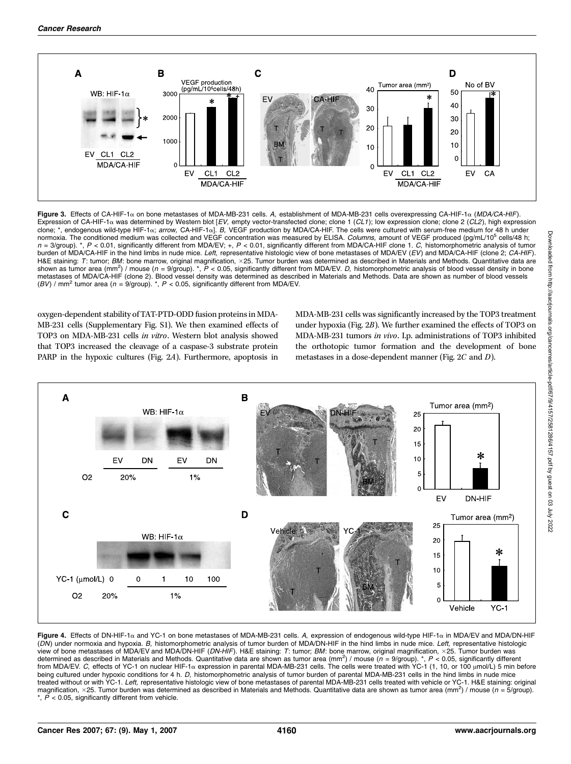A

WB: HIF-1α

}*

←

EV CL1 CL2

MDA/CA-HIF

B

VEGF production (pg/mL/10⁵cells/48h)

3000

2000

1000

0

EV CL1 CL2

MDA/CA-HIF

C

EV

CA-HIF

T

BM

T

Tumor area (mm²)

40

30

20

10

0

EV CL1 CL2

MDA/CA-HIF

D

No of BV

50

40

30

20

10

0

EV CA

**Figure 3.** Effects of CA-HIF-1α on bone metastases of MDA-MB-231 cells. *A,* establishment of MDA-MB-231 cells overexpressing CA-HIF-1α (*MDA/CA-HIF*). Expression of CA-HIF-1α was determined by Western blot [*EV,* empty vector-transfected clone; clone 1 (*CL1*); low expression clone; clone 2 (*CL2*), high expression clone; *, endogenous wild-type HIF-1α; *arrow,* CA-HIF-1α]. *B,* VEGF production by MDA/CA-HIF. The cells were cultured with serum-free medium for 48 h under normoxia. The conditioned medium was collected and VEGF concentration was measured by ELISA. *Columns,* amount of VEGF produced (pg/mL/$10^5$ cells/48 h; $n$ = 3/group). *, $P < 0.01$, significantly different from MDA/EV; +, $P < 0.01$, significantly different from MDA/CA-HIF clone 1. *C,* histomorphometric analysis of tumor burden of MDA/CA-HIF in the hind limbs in nude mice. *Left,* representative histologic view of bone metastases of MDA/EV (*EV*) and MDA/CA-HIF (clone 2; *CA-HIF*). H&E staining: *T*: tumor; *BM*: bone marrow, original magnification, ×25. Tumor burden was determined as described in Materials and Methods. Quantitative data are shown as tumor area (mm$^2$) / mouse ($n$ = 9/group). *, $P < 0.05$, significantly different from MDA/EV. *D,* histomorphometric analysis of blood vessel density in bone metastases of MDA/CA-HIF (clone 2). Blood vessel density was determined as described in Materials and Methods. Data are shown as number of blood vessels (*BV*) / mm$^2$ tumor area ($n$ = 9/group). *, $P < 0.05$, significantly different from MDA/EV.

oxygen-dependent stability of TAT-PTD-ODD fusion proteins in MDA-MB-231 cells (Supplementary Fig. S1). We then examined effects of TOP3 on MDA-MB-231 cells *in vitro*. Western blot analysis showed that TOP3 increased the cleavage of a caspase-3 substrate protein PARP in the hypoxic cultures (Fig. 2*A*). Furthermore, apoptosis in MDA-MB-231 cells was significantly increased by the TOP3 treatment under hypoxia (Fig. 2*B*). We further examined the effects of TOP3 on MDA-MB-231 tumors *in vivo*. I.p. administrations of TOP3 inhibited the orthotopic tumor formation and the development of bone metastases in a dose-dependent manner (Fig. 2*C* and *D*).

A

WB: HIF-1α

EV DN EV DN

O2 20% 1%

B

EV

DN-HIF

T

BM

Tumor area (mm²)

25

20

15

10

5

0

EV DN-HIF

C

WB: HIF-1α

YC-1 (μmol/L) 0 0 1 10 100

O2 20% 1%

D

Vehicle

YC-1

T

BM

Tumor area (mm²)

25

20

15

10

5

0

Vehicle YC-1

**Figure 4.** Effects of DN-HIF-1α and YC-1 on bone metastases of MDA-MB-231 cells. *A,* expression of endogenous wild-type HIF-1α in MDA/EV and MDA/DN-HIF (*DN*) under normoxia and hypoxia. *B,* histomorphometric analysis of tumor burden of MDA/DN-HIF in the hind limbs in nude mice. *Left,* representative histologic view of bone metastases of MDA/EV and MDA/DN-HIF (*DN-HIF*). H&E staining: *T*: tumor; *BM*: bone marrow, original magnification, ×25. Tumor burden was determined as described in Materials and Methods. Quantitative data are shown as tumor area (mm$^2$) / mouse ($n$ = 9/group). *, $P < 0.05$, significantly different from MDA/EV. *C,* effects of YC-1 on nuclear HIF-1α expression in parental MDA-MB-231 cells. The cells were treated with YC-1 (1, 10, or 100 μmol/L) 5 min before being cultured under hypoxic conditions for 4 h. *D,* histomorphometric analysis of tumor burden of parental MDA-MB-231 cells in the hind limbs in nude mice treated without or with YC-1. *Left,* representative histologic view of bone metastases of parental MDA-MB-231 cells treated with vehicle or YC-1. H&E staining: original magnification, ×25. Tumor burden was determined as described in Materials and Methods. Quantitative data are shown as tumor area (mm$^2$) / mouse ($n$ = 5/group). *, $P < 0.05$, significantly different from vehicle.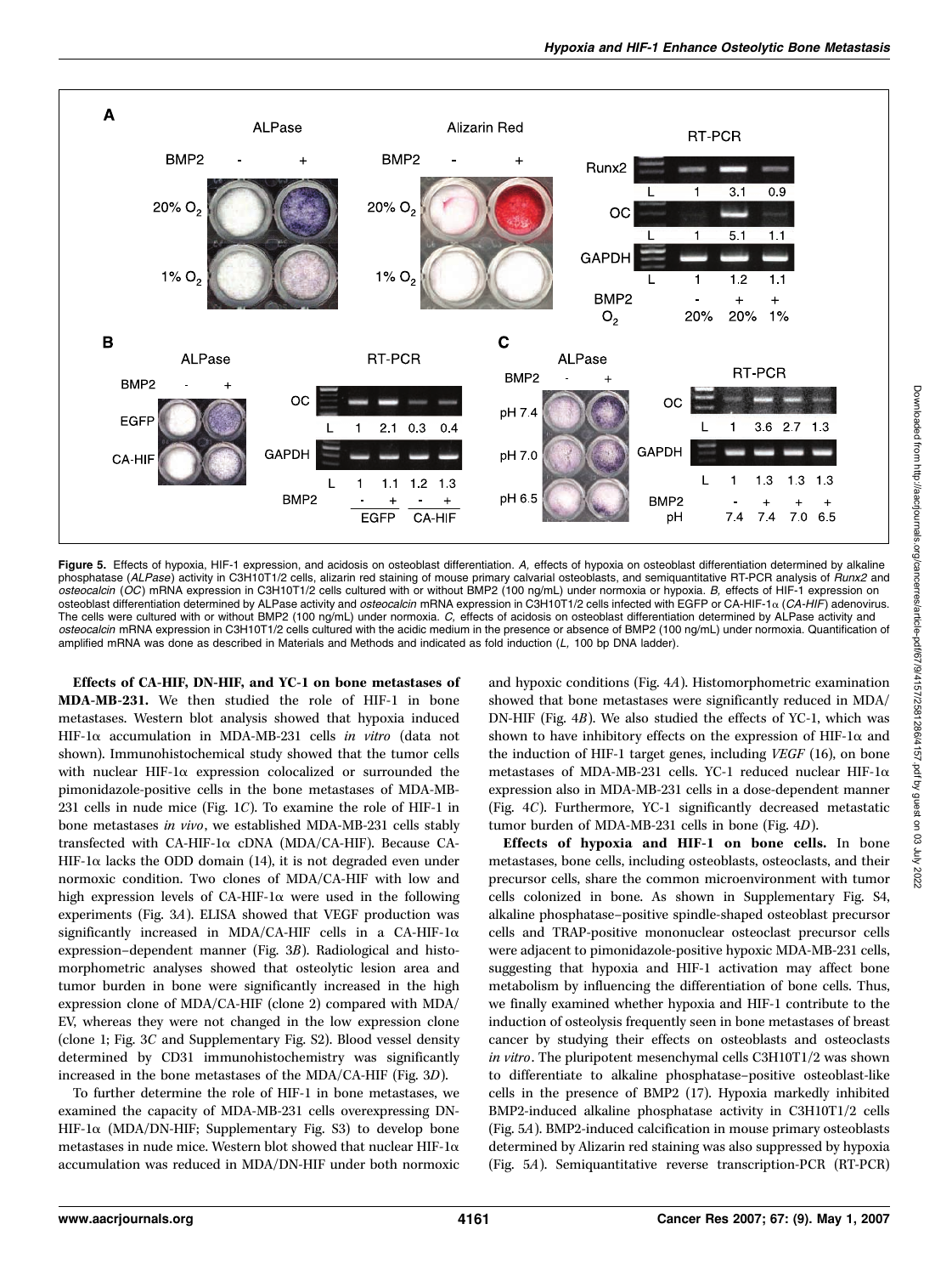A

ALPase

BMP2 - +

20% $O_2$

1% $O_2$

Alizarin Red

BMP2 - +

20% $O_2$

1% $O_2$

RT-PCR

Runx2

L 1 3.1 0.9

OC

L 1 5.1 1.1

GAPDH

L 1 1.2 1.1

BMP2 - + +

$O_2$ 20% 20% 1%

B

ALPase

BMP2 - +

EGFP

CA-HIF

RT-PCR

OC

L 1 2.1 0.3 0.4

GAPDH

L 1 1.1 1.2 1.3

BMP2 - + - +

EGFP CA-HIF

C

ALPase

BMP2 - +

pH 7.4

pH 7.0

pH 6.5

RT-PCR

OC

L 1 3.6 2.7 1.3

GAPDH

L 1 1.3 1.3 1.3

BMP2 - + + +

pH 7.4 7.4 7.0 6.5

**Figure 5.** Effects of hypoxia, HIF-1 expression, and acidosis on osteoblast differentiation. *A,* effects of hypoxia on osteoblast differentiation determined by alkaline phosphatase (*ALPase*) activity in C3H10T1/2 cells, alizarin red staining of mouse primary calvarial osteoblasts, and semiquantitative RT-PCR analysis of *Runx2* and *osteocalcin* (*OC*) mRNA expression in C3H10T1/2 cells cultured with or without BMP2 (100 ng/mL) under normoxia or hypoxia. *B,* effects of HIF-1 expression on osteoblast differentiation determined by ALPase activity and *osteocalcin* mRNA expression in C3H10T1/2 cells infected with EGFP or CA-HIF-1α (*CA-HIF*) adenovirus. The cells were cultured with or without BMP2 (100 ng/mL) under normoxia. *C,* effects of acidosis on osteoblast differentiation determined by ALPase activity and *osteocalcin* mRNA expression in C3H10T1/2 cells cultured with the acidic medium in the presence or absence of BMP2 (100 ng/mL) under normoxia. Quantification of amplified mRNA was done as described in Materials and Methods and indicated as fold induction (*L,* 100 bp DNA ladder).

**Effects of CA-HIF, DN-HIF, and YC-1 on bone metastases of MDA-MB-231.** We then studied the role of HIF-1 in bone metastases. Western blot analysis showed that hypoxia induced HIF-1α accumulation in MDA-MB-231 cells *in vitro* (data not shown). Immunohistochemical study showed that the tumor cells with nuclear HIF-1α expression colocalized or surrounded the pimonidazole-positive cells in the bone metastases of MDA-MB-231 cells in nude mice (Fig. 1*C*). To examine the role of HIF-1 in bone metastases *in vivo*, we established MDA-MB-231 cells stably transfected with CA-HIF-1α cDNA (MDA/CA-HIF). Because CA-HIF-1α lacks the ODD domain (14), it is not degraded even under normoxic condition. Two clones of MDA/CA-HIF with low and high expression levels of CA-HIF-1α were used in the following experiments (Fig. 3*A*). ELISA showed that VEGF production was significantly increased in MDA/CA-HIF cells in a CA-HIF-1α expression–dependent manner (Fig. 3*B*). Radiological and histomorphometric analyses showed that osteolytic lesion area and tumor burden in bone were significantly increased in the high expression clone of MDA/CA-HIF (clone 2) compared with MDA/EV, whereas they were not changed in the low expression clone (clone 1; Fig. 3*C* and Supplementary Fig. S2). Blood vessel density determined by CD31 immunohistochemistry was significantly increased in the bone metastases of the MDA/CA-HIF (Fig. 3*D*).

To further determine the role of HIF-1 in bone metastases, we examined the capacity of MDA-MB-231 cells overexpressing DN-HIF-1α (MDA/DN-HIF; Supplementary Fig. S3) to develop bone metastases in nude mice. Western blot showed that nuclear HIF-1α accumulation was reduced in MDA/DN-HIF under both normoxic and hypoxic conditions (Fig. 4*A*). Histomorphometric examination showed that bone metastases were significantly reduced in MDA/DN-HIF (Fig. 4*B*). We also studied the effects of YC-1, which was shown to have inhibitory effects on the expression of HIF-1α and the induction of HIF-1 target genes, including *VEGF* (16), on bone metastases of MDA-MB-231 cells. YC-1 reduced nuclear HIF-1α expression also in MDA-MB-231 cells in a dose-dependent manner (Fig. 4*C*). Furthermore, YC-1 significantly decreased metastatic tumor burden of MDA-MB-231 cells in bone (Fig. 4*D*).

**Effects of hypoxia and HIF-1 on bone cells.** In bone metastases, bone cells, including osteoblasts, osteoclasts, and their precursor cells, share the common microenvironment with tumor cells colonized in bone. As shown in Supplementary Fig. S4, alkaline phosphatase–positive spindle-shaped osteoblast precursor cells and TRAP-positive mononuclear osteoclast precursor cells were adjacent to pimonidazole-positive hypoxic MDA-MB-231 cells, suggesting that hypoxia and HIF-1 activation may affect bone metabolism by influencing the differentiation of bone cells. Thus, we finally examined whether hypoxia and HIF-1 contribute to the induction of osteolysis frequently seen in bone metastases of breast cancer by studying their effects on osteoblasts and osteoclasts *in vitro*. The pluripotent mesenchymal cells C3H10T1/2 was shown to differentiate to alkaline phosphatase–positive osteoblast-like cells in the presence of BMP2 (17). Hypoxia markedly inhibited BMP2-induced alkaline phosphatase activity in C3H10T1/2 cells (Fig. 5*A*). BMP2-induced calcification in mouse primary osteoblasts determined by Alizarin red staining was also suppressed by hypoxia (Fig. 5*A*). Semiquantitative reverse transcription-PCR (RT-PCR)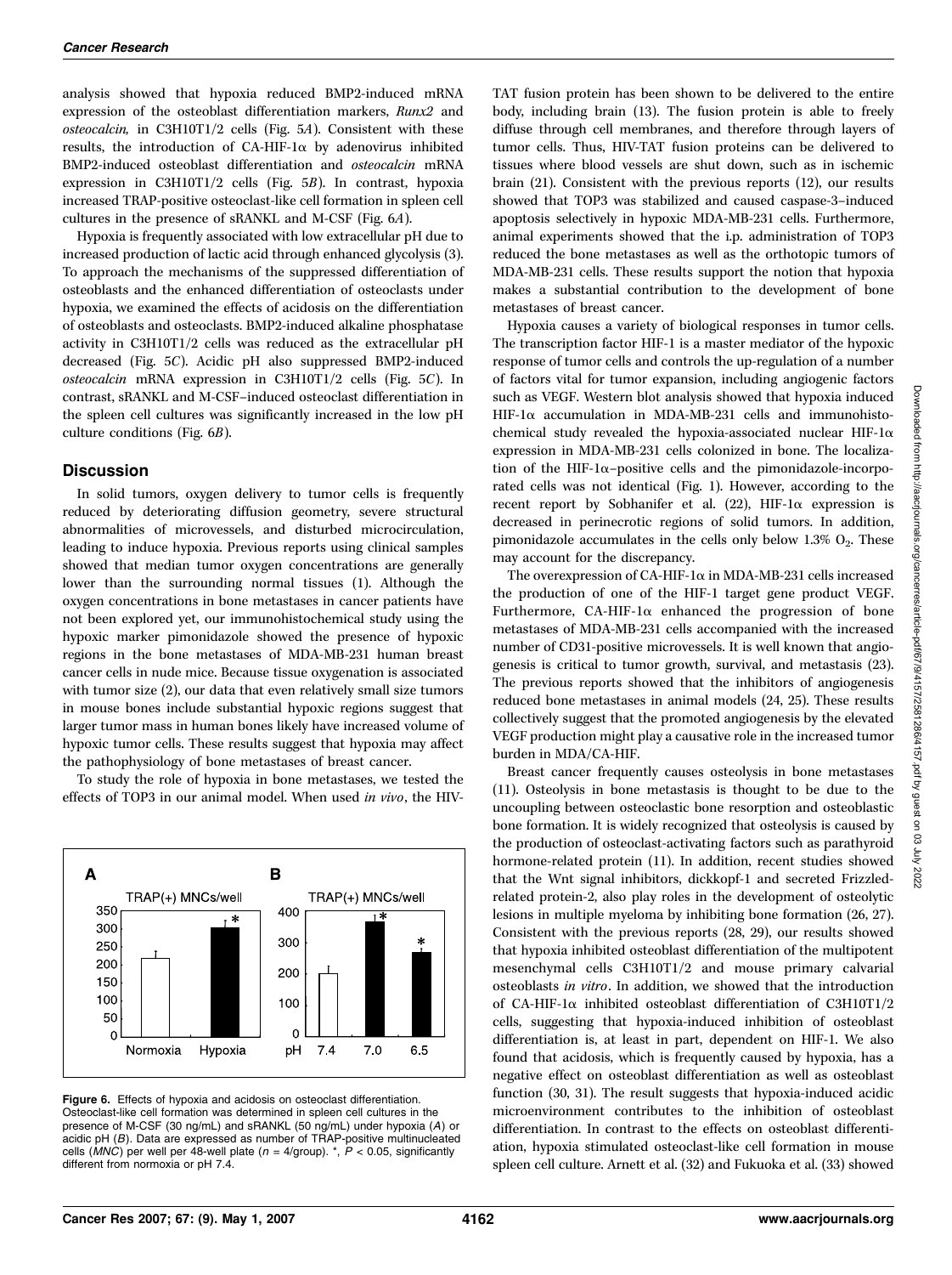analysis showed that hypoxia reduced BMP2-induced mRNA expression of the osteoblast differentiation markers, *Runx2* and *osteocalcin,* in C3H10T1/2 cells (Fig. 5*A*). Consistent with these results, the introduction of CA-HIF-1α by adenovirus inhibited BMP2-induced osteoblast differentiation and *osteocalcin* mRNA expression in C3H10T1/2 cells (Fig. 5*B*). In contrast, hypoxia increased TRAP-positive osteoclast-like cell formation in spleen cell cultures in the presence of sRANKL and M-CSF (Fig. 6*A*).

Hypoxia is frequently associated with low extracellular pH due to increased production of lactic acid through enhanced glycolysis (3). To approach the mechanisms of the suppressed differentiation of osteoblasts and the enhanced differentiation of osteoclasts under hypoxia, we examined the effects of acidosis on the differentiation of osteoblasts and osteoclasts. BMP2-induced alkaline phosphatase activity in C3H10T1/2 cells was reduced as the extracellular pH decreased (Fig. 5*C*). Acidic pH also suppressed BMP2-induced *osteocalcin* mRNA expression in C3H10T1/2 cells (Fig. 5*C*). In contrast, sRANKL and M-CSF–induced osteoclast differentiation in the spleen cell cultures was significantly increased in the low pH culture conditions (Fig. 6*B*).

## Discussion

In solid tumors, oxygen delivery to tumor cells is frequently reduced by deteriorating diffusion geometry, severe structural abnormalities of microvessels, and disturbed microcirculation, leading to induce hypoxia. Previous reports using clinical samples showed that median tumor oxygen concentrations are generally lower than the surrounding normal tissues (1). Although the oxygen concentrations in bone metastases in cancer patients have not been explored yet, our immunohistochemical study using the hypoxic marker pimonidazole showed the presence of hypoxic regions in the bone metastases of MDA-MB-231 human breast cancer cells in nude mice. Because tissue oxygenation is associated with tumor size (2), our data that even relatively small size tumors in mouse bones include substantial hypoxic regions suggest that larger tumor mass in human bones likely have increased volume of hypoxic tumor cells. These results suggest that hypoxia may affect the pathophysiology of bone metastases of breast cancer.

To study the role of hypoxia in bone metastases, we tested the effects of TOP3 in our animal model. When used *in vivo*, the HIV-TAT fusion protein has been shown to be delivered to the entire body, including brain (13). The fusion protein is able to freely diffuse through cell membranes, and therefore through layers of tumor cells. Thus, HIV-TAT fusion proteins can be delivered to tissues where blood vessels are shut down, such as in ischemic brain (21). Consistent with the previous reports (12), our results showed that TOP3 was stabilized and caused caspase-3–induced apoptosis selectively in hypoxic MDA-MB-231 cells. Furthermore, animal experiments showed that the i.p. administration of TOP3 reduced the bone metastases as well as the orthotopic tumors of MDA-MB-231 cells. These results support the notion that hypoxia makes a substantial contribution to the development of bone metastases of breast cancer.

Hypoxia causes a variety of biological responses in tumor cells. The transcription factor HIF-1 is a master mediator of the hypoxic response of tumor cells and controls the up-regulation of a number of factors vital for tumor expansion, including angiogenic factors such as VEGF. Western blot analysis showed that hypoxia induced HIF-1α accumulation in MDA-MB-231 cells and immunohistochemical study revealed the hypoxia-associated nuclear HIF-1α expression in MDA-MB-231 cells colonized in bone. The localization of the HIF-1α–positive cells and the pimonidazole-incorporated cells was not identical (Fig. 1). However, according to the recent report by Sobhanifer et al. (22), HIF-1α expression is decreased in perinecrotic regions of solid tumors. In addition, pimonidazole accumulates in the cells only below 1.3% $O_2$. These may account for the discrepancy.

The overexpression of CA-HIF-1α in MDA-MB-231 cells increased the production of one of the HIF-1 target gene product VEGF. Furthermore, CA-HIF-1α enhanced the progression of bone metastases of MDA-MB-231 cells accompanied with the increased number of CD31-positive microvessels. It is well known that angiogenesis is critical to tumor growth, survival, and metastasis (23). The previous reports showed that the inhibitors of angiogenesis reduced bone metastases in animal models (24, 25). These results collectively suggest that the promoted angiogenesis by the elevated VEGF production might play a causative role in the increased tumor burden in MDA/CA-HIF.

Breast cancer frequently causes osteolysis in bone metastases (11). Osteolysis in bone metastasis is thought to be due to the uncoupling between osteoclastic bone resorption and osteoblastic bone formation. It is widely recognized that osteolysis is caused by the production of osteoclast-activating factors such as parathyroid hormone-related protein (11). In addition, recent studies showed that the Wnt signal inhibitors, dickkopf-1 and secreted Frizzled-related protein-2, also play roles in the development of osteolytic lesions in multiple myeloma by inhibiting bone formation (26, 27). Consistent with the previous reports (28, 29), our results showed that hypoxia inhibited osteoblast differentiation of the multipotent mesenchymal cells C3H10T1/2 and mouse primary calvarial osteoblasts *in vitro*. In addition, we showed that the introduction of CA-HIF-1α inhibited osteoblast differentiation of C3H10T1/2 cells, suggesting that hypoxia-induced inhibition of osteoblast differentiation is, at least in part, dependent on HIF-1. We also found that acidosis, which is frequently caused by hypoxia, has a negative effect on osteoblast differentiation as well as osteoblast function (30, 31). The result suggests that hypoxia-induced acidic microenvironment contributes to the inhibition of osteoblast differentiation. In contrast to the effects on osteoblast differentiation, hypoxia stimulated osteoclast-like cell formation in mouse spleen cell culture. Arnett et al. (32) and Fukuoka et al. (33) showed

A
TRAP(+) MNCs/well
350
300
250
200
150
100
50
0
Normoxia
Hypoxia
*

B
TRAP(+) MNCs/well
400
300
200
100
0
pH 7.4
7.0
6.5
*
*

**Figure 6.** Effects of hypoxia and acidosis on osteoclast differentiation. Osteoclast-like cell formation was determined in spleen cell cultures in the presence of M-CSF (30 ng/mL) and sRANKL (50 ng/mL) under hypoxia (*A*) or acidic pH (*B*). Data are expressed as number of TRAP-positive multinucleated cells (*MNC*) per well per 48-well plate ($n = 4$/group). *, $P < 0.05$, significantly different from normoxia or pH 7.4.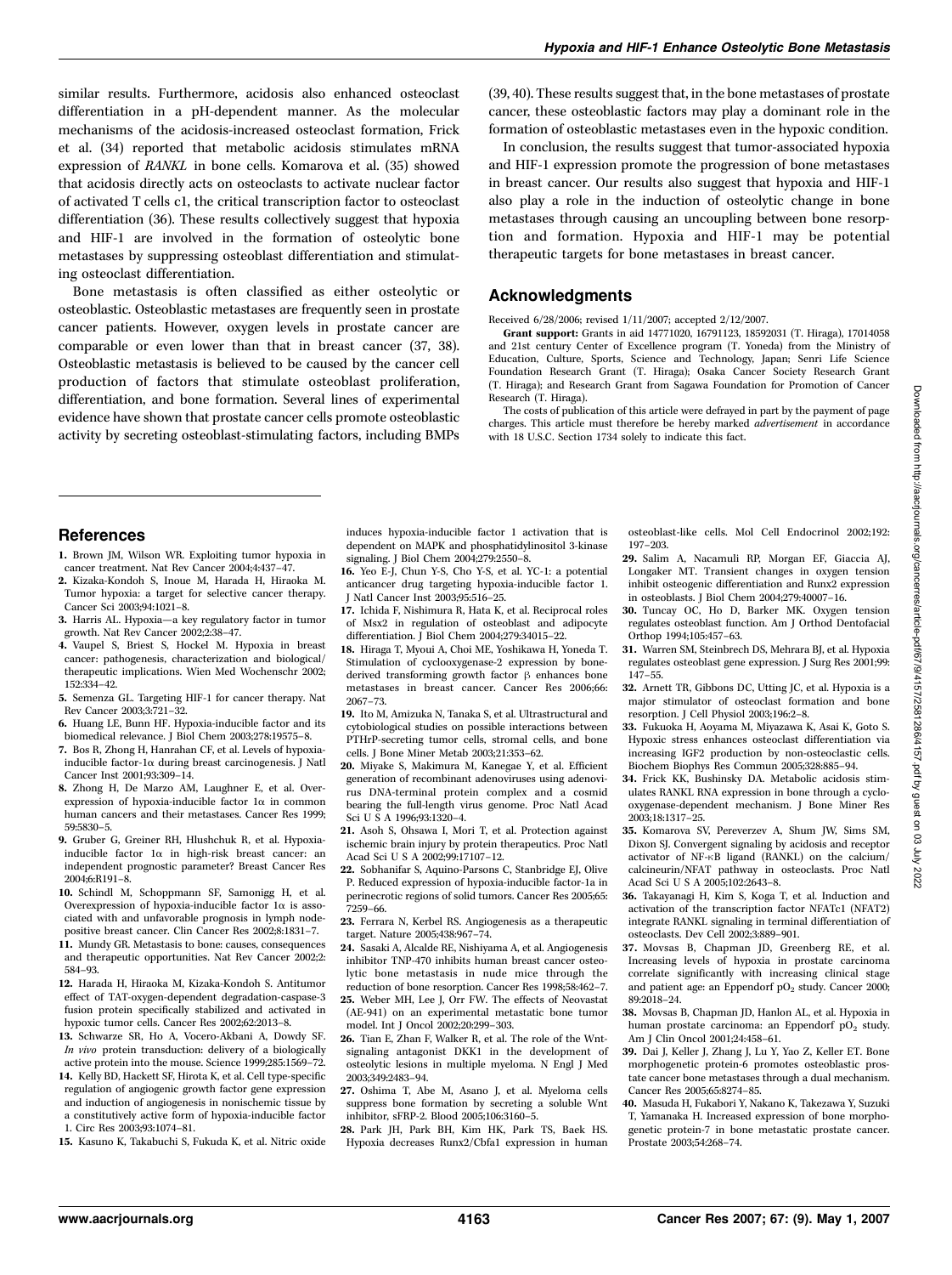similar results. Furthermore, acidosis also enhanced osteoclast differentiation in a pH-dependent manner. As the molecular mechanisms of the acidosis-increased osteoclast formation, Frick et al. (34) reported that metabolic acidosis stimulates mRNA expression of *RANKL* in bone cells. Komarova et al. (35) showed that acidosis directly acts on osteoclasts to activate nuclear factor of activated T cells c1, the critical transcription factor to osteoclast differentiation (36). These results collectively suggest that hypoxia and HIF-1 are involved in the formation of osteolytic bone metastases by suppressing osteoblast differentiation and stimulating osteoclast differentiation.

Bone metastasis is often classified as either osteolytic or osteoblastic. Osteoblastic metastases are frequently seen in prostate cancer patients. However, oxygen levels in prostate cancer are comparable or even lower than that in breast cancer (37, 38). Osteoblastic metastasis is believed to be caused by the cancer cell production of factors that stimulate osteoblast proliferation, differentiation, and bone formation. Several lines of experimental evidence have shown that prostate cancer cells promote osteoblastic activity by secreting osteoblast-stimulating factors, including BMPs (39, 40). These results suggest that, in the bone metastases of prostate cancer, these osteoblastic factors may play a dominant role in the formation of osteoblastic metastases even in the hypoxic condition.

In conclusion, the results suggest that tumor-associated hypoxia and HIF-1 expression promote the progression of bone metastases in breast cancer. Our results also suggest that hypoxia and HIF-1 also play a role in the induction of osteolytic change in bone metastases through causing an uncoupling between bone resorption and formation. Hypoxia and HIF-1 may be potential therapeutic targets for bone metastases in breast cancer.

## Acknowledgments

Received 6/28/2006; revised 1/11/2007; accepted 2/12/2007.

**Grant support:** Grants in aid 14771020, 16791123, 18592031 (T. Hiraga), 17014058 and 21st century Center of Excellence program (T. Yoneda) from the Ministry of Education, Culture, Sports, Science and Technology, Japan; Senri Life Science Foundation Research Grant (T. Hiraga); Osaka Cancer Society Research Grant (T. Hiraga); and Research Grant from Sagawa Foundation for Promotion of Cancer Research (T. Hiraga).

The costs of publication of this article were defrayed in part by the payment of page charges. This article must therefore be hereby marked *advertisement* in accordance with 18 U.S.C. Section 1734 solely to indicate this fact.

## References

1. Brown JM, Wilson WR. Exploiting tumor hypoxia in cancer treatment. Nat Rev Cancer 2004;4:437–47.
2. Kizaka-Kondoh S, Inoue M, Harada H, Hiraoka M. Tumor hypoxia: a target for selective cancer therapy. Cancer Sci 2003;94:1021–8.
3. Harris AL. Hypoxia—a key regulatory factor in tumor growth. Nat Rev Cancer 2002;2:38–47.
4. Vaupel S, Briest S, Hockel M. Hypoxia in breast cancer: pathogenesis, characterization and biological/therapeutic implications. Wien Med Wochenschr 2002;152:334–42.
5. Semenza GL. Targeting HIF-1 for cancer therapy. Nat Rev Cancer 2003;3:721–32.
6. Huang LE, Bunn HF. Hypoxia-inducible factor and its biomedical relevance. J Biol Chem 2003;278:19575–8.
7. Bos R, Zhong H, Hanrahan CF, et al. Levels of hypoxia-inducible factor-1α during breast carcinogenesis. J Natl Cancer Inst 2001;93:309–14.
8. Zhong H, De Marzo AM, Laughner E, et al. Overexpression of hypoxia-inducible factor 1α in common human cancers and their metastases. Cancer Res 1999;59:5830–5.
9. Gruber G, Greiner RH, Hlushchuk R, et al. Hypoxia-inducible factor 1α in high-risk breast cancer: an independent prognostic parameter? Breast Cancer Res 2004;6:R191–8.
10. Schindl M, Schoppmann SF, Samonigg H, et al. Overexpression of hypoxia-inducible factor 1α is associated with and unfavorable prognosis in lymph node-positive breast cancer. Clin Cancer Res 2002;8:1831–7.
11. Mundy GR. Metastasis to bone: causes, consequences and therapeutic opportunities. Nat Rev Cancer 2002;2:584–93.
12. Harada H, Hiraoka M, Kizaka-Kondoh S. Antitumor effect of TAT-oxygen-dependent degradation-caspase-3 fusion protein specifically stabilized and activated in hypoxic tumor cells. Cancer Res 2002;62:2013–8.
13. Schwarze SR, Ho A, Vocero-Akbani A, Dowdy SF. *In vivo* protein transduction: delivery of a biologically active protein into the mouse. Science 1999;285:1569–72.
14. Kelly BD, Hackett SF, Hirota K, et al. Cell type-specific regulation of angiogenic growth factor gene expression and induction of angiogenesis in nonischemic tissue by a constitutively active form of hypoxia-inducible factor 1. Circ Res 2003;93:1074–81.
15. Kasuno K, Takabuchi S, Fukuda K, et al. Nitric oxide induces hypoxia-inducible factor 1 activation that is dependent on MAPK and phosphatidylinositol 3-kinase signaling. J Biol Chem 2004;279:2550–8.
16. Yeo E-J, Chun Y-S, Cho Y-S, et al. YC-1: a potential anticancer drug targeting hypoxia-inducible factor 1. J Natl Cancer Inst 2003;95:516–25.
17. Ichida F, Nishimura R, Hata K, et al. Reciprocal roles of Msx2 in regulation of osteoblast and adipocyte differentiation. J Biol Chem 2004;279:34015–22.
18. Hiraga T, Myoui A, Choi ME, Yoshikawa H, Yoneda T. Stimulation of cyclooxygenase-2 expression by bone-derived transforming growth factor β enhances bone metastases in breast cancer. Cancer Res 2006;66:2067–73.
19. Ito M, Amizuka N, Tanaka S, et al. Ultrastructural and cytobiological studies on possible interactions between PTHrP-secreting tumor cells, stromal cells, and bone cells. J Bone Miner Metab 2003;21:353–62.
20. Miyake S, Makimura M, Kanegae Y, et al. Efficient generation of recombinant adenoviruses using adenovirus DNA-terminal protein complex and a cosmid bearing the full-length virus genome. Proc Natl Acad Sci U S A 1996;93:1320–4.
21. Asoh S, Ohsawa I, Mori T, et al. Protection against ischemic brain injury by protein therapeutics. Proc Natl Acad Sci U S A 2002;99:17107–12.
22. Sobhanifar S, Aquino-Parsons C, Stanbridge EJ, Olive P. Reduced expression of hypoxia-inducible factor-1a in perinecrotic regions of solid tumors. Cancer Res 2005;65:7259–66.
23. Ferrara N, Kerbel RS. Angiogenesis as a therapeutic target. Nature 2005;438:967–74.
24. Sasaki A, Alcalde RE, Nishiyama A, et al. Angiogenesis inhibitor TNP-470 inhibits human breast cancer osteolytic bone metastasis in nude mice through the reduction of bone resorption. Cancer Res 1998;58:462–7.
25. Weber MH, Lee J, Orr FW. The effects of Neovastat (AE-941) on an experimental metastatic bone tumor model. Int J Oncol 2002;20:299–303.
26. Tian E, Zhan F, Walker R, et al. The role of the Wnt-signaling antagonist DKK1 in the development of osteolytic lesions in multiple myeloma. N Engl J Med 2003;349:2483–94.
27. Oshima T, Abe M, Asano J, et al. Myeloma cells suppress bone formation by secreting a soluble Wnt inhibitor, sFRP-2. Blood 2005;106:3160–5.
28. Park JH, Park BH, Kim HK, Park TS, Baek HS. Hypoxia decreases Runx2/Cbfa1 expression in human osteoblast-like cells. Mol Cell Endocrinol 2002;192:197–203.
29. Salim A, Nacamuli RP, Morgan EF, Giaccia AJ, Longaker MT. Transient changes in oxygen tension inhibit osteogenic differentiation and Runx2 expression in osteoblasts. J Biol Chem 2004;279:40007–16.
30. Tuncay OC, Ho D, Barker MK. Oxygen tension regulates osteoblast function. Am J Orthod Dentofacial Orthop 1994;105:457–63.
31. Warren SM, Steinbrech DS, Mehrara BJ, et al. Hypoxia regulates osteoblast gene expression. J Surg Res 2001;99:147–55.
32. Arnett TR, Gibbons DC, Utting JC, et al. Hypoxia is a major stimulator of osteoclast formation and bone resorption. J Cell Physiol 2003;196:2–8.
33. Fukuoka H, Aoyama M, Miyazawa K, Asai K, Goto S. Hypoxic stress enhances osteoclast differentiation via increasing IGF2 production by non-osteoclastic cells. Biochem Biophys Res Commun 2005;328:885–94.
34. Frick KK, Bushinsky DA. Metabolic acidosis stimulates RANKL RNA expression in bone through a cyclo-oxygenase-dependent mechanism. J Bone Miner Res 2003;18:1317–25.
35. Komarova SV, Pereverzev A, Shum JW, Sims SM, Dixon SJ. Convergent signaling by acidosis and receptor activator of NF-κB ligand (RANKL) on the calcium/calcineurin/NFAT pathway in osteoclasts. Proc Natl Acad Sci U S A 2005;102:2643–8.
36. Takayanagi H, Kim S, Koga T, et al. Induction and activation of the transcription factor NFATc1 (NFAT2) integrate RANKL signaling in terminal differentiation of osteoclasts. Dev Cell 2002;3:889–901.
37. Movsas B, Chapman JD, Greenberg RE, et al. Increasing levels of hypoxia in prostate carcinoma correlate significantly with increasing clinical stage and patient age: an Eppendorf $pO_2$ study. Cancer 2000;89:2018–24.
38. Movsas B, Chapman JD, Hanlon AL, et al. Hypoxia in human prostate carcinoma: an Eppendorf $pO_2$ study. Am J Clin Oncol 2001;24:458–61.
39. Dai J, Keller J, Zhang J, Lu Y, Yao Z, Keller ET. Bone morphogenetic protein-6 promotes osteoblastic prostate cancer bone metastases through a dual mechanism. Cancer Res 2005;65:8274–85.
40. Masuda H, Fukabori Y, Nakano K, Takezawa Y, Suzuki T, Yamanaka H. Increased expression of bone morphogenetic protein-7 in bone metastatic prostate cancer. Prostate 2003;54:268–74.